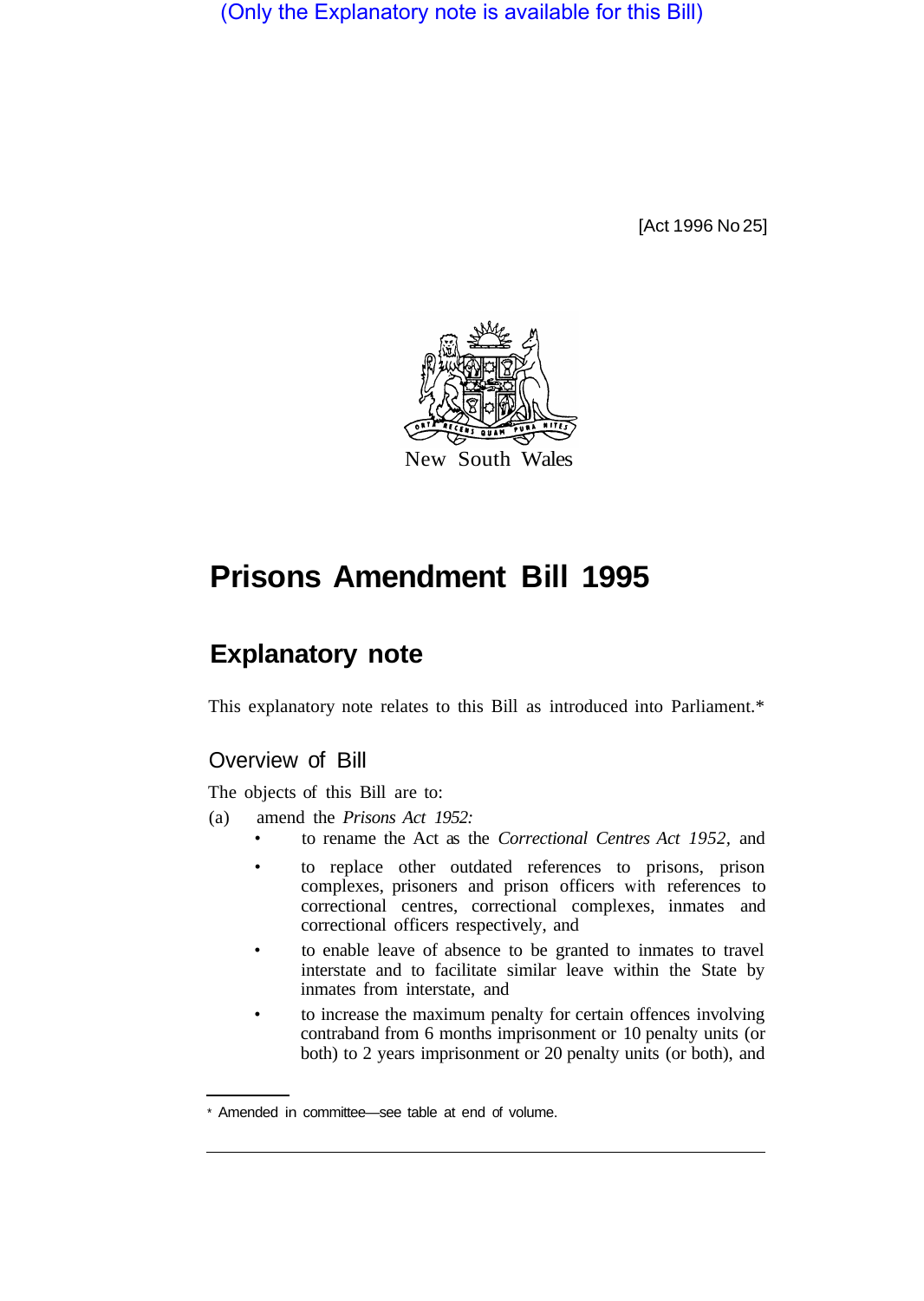(Only the Explanatory note is available for this Bill)

[Act 1996 No 25]

New South Wales

# Prisons Amendment Bill 1995

## Explanatory note

This explanatory note relates to this Bill as introduced into Parliament.*

### Overview of Bill

The objects of this Bill are to:

(a) amend the *Prisons Act 1952:*

- to rename the Act as the *Correctional Centres Act 1952,* and
- to replace other outdated references to prisons, prison complexes, prisoners and prison officers with references to correctional centres, correctional complexes, inmates and correctional officers respectively, and
- to enable leave of absence to be granted to inmates to travel interstate and to facilitate similar leave within the State by inmates from interstate, and
- to increase the maximum penalty for certain offences involving contraband from 6 months imprisonment or 10 penalty units (or both) to 2 years imprisonment or 20 penalty units (or both), and

\* Amended in committee—see table at end of volume.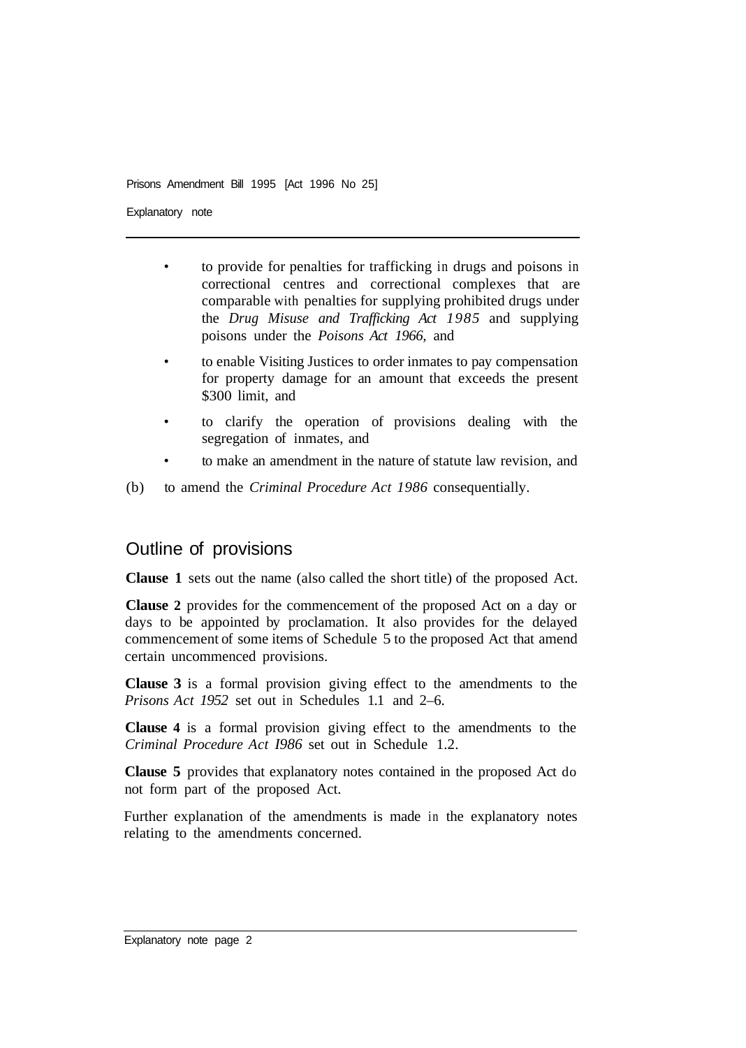- to provide for penalties for trafficking in drugs and poisons in correctional centres and correctional complexes that are comparable with penalties for supplying prohibited drugs under the *Drug Misuse and Trafficking Act 1985* and supplying poisons under the *Poisons Act 1966,* and
- to enable Visiting Justices to order inmates to pay compensation for property damage for an amount that exceeds the present $300 limit, and
- to clarify the operation of provisions dealing with the segregation of inmates, and
- to make an amendment in the nature of statute law revision, and

(b) to amend the *Criminal Procedure Act 1986* consequentially.

## Outline of provisions

**Clause 1** sets out the name (also called the short title) of the proposed Act.

**Clause 2** provides for the commencement of the proposed Act on a day or days to be appointed by proclamation. It also provides for the delayed commencement of some items of Schedule 5 to the proposed Act that amend certain uncommenced provisions.

**Clause 3** is a formal provision giving effect to the amendments to the *Prisons Act 1952* set out in Schedules 1.1 and 2–6.

**Clause 4** is a formal provision giving effect to the amendments to the *Criminal Procedure Act I986* set out in Schedule 1.2.

**Clause 5** provides that explanatory notes contained in the proposed Act do not form part of the proposed Act.

Further explanation of the amendments is made in the explanatory notes relating to the amendments concerned.